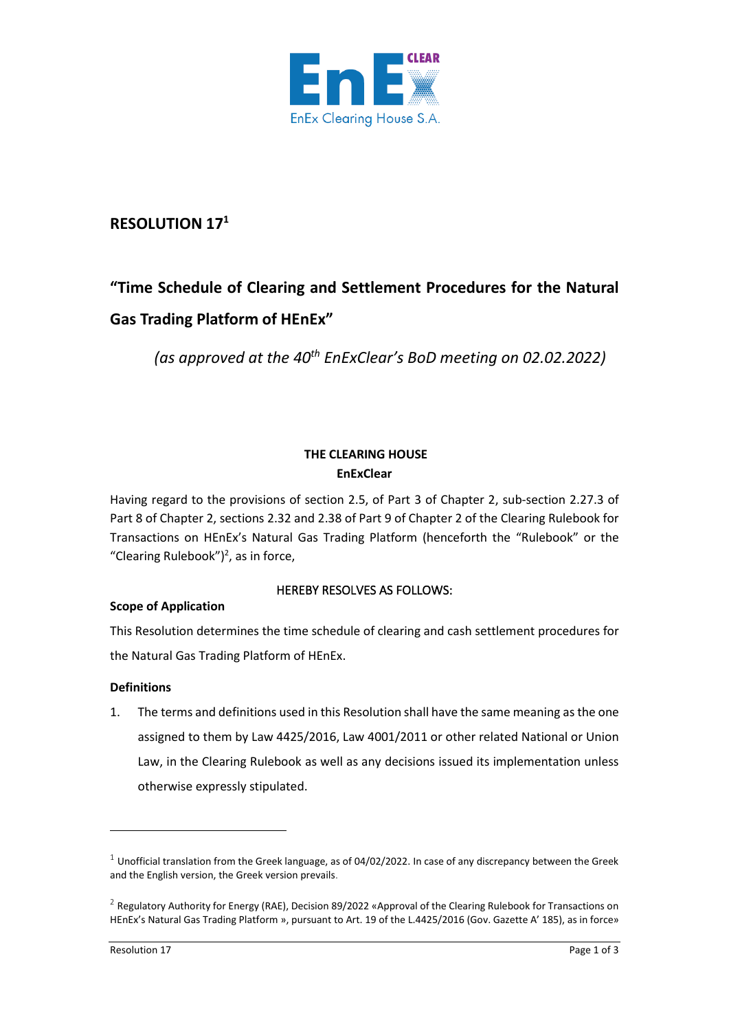# RESOLUTION 17[1]

## "Time Schedule of Clearing and Settlement Procedures for the Natural Gas Trading Platform of HEnEx"

*(as approved at the 40th EnExClear's BoD meeting on 02.02.2022)*

**THE CLEARING HOUSE**
**EnExClear**

Having regard to the provisions of section 2.5, of Part 3 of Chapter 2, sub-section 2.27.3 of Part 8 of Chapter 2, sections 2.32 and 2.38 of Part 9 of Chapter 2 of the Clearing Rulebook for Transactions on HEnEx's Natural Gas Trading Platform (henceforth the "Rulebook" or the "Clearing Rulebook")[2], as in force,

HEREBY RESOLVES AS FOLLOWS:

**Scope of Application**

This Resolution determines the time schedule of clearing and cash settlement procedures for the Natural Gas Trading Platform of HEnEx.

**Definitions**

1. The terms and definitions used in this Resolution shall have the same meaning as the one assigned to them by Law 4425/2016, Law 4001/2011 or other related National or Union Law, in the Clearing Rulebook as well as any decisions issued its implementation unless otherwise expressly stipulated.

---

[1] Unofficial translation from the Greek language, as of 04/02/2022. In case of any discrepancy between the Greek and the English version, the Greek version prevails.

[2] Regulatory Authority for Energy (RAE), Decision 89/2022 «Approval of the Clearing Rulebook for Transactions on HEnEx's Natural Gas Trading Platform », pursuant to Art. 19 of the L.4425/2016 (Gov. Gazette A' 185), as in force»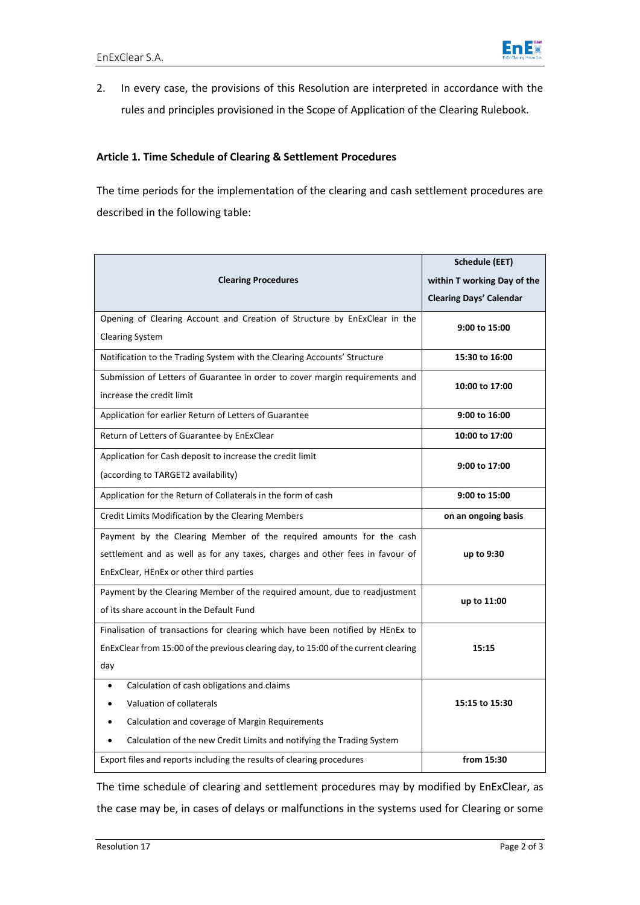2. In every case, the provisions of this Resolution are interpreted in accordance with the rules and principles provisioned in the Scope of Application of the Clearing Rulebook.

### Article 1. Time Schedule of Clearing & Settlement Procedures

The time periods for the implementation of the clearing and cash settlement procedures are described in the following table:

| **Clearing Procedures** | **Schedule (EET) within T working Day of the Clearing Days' Calendar** |
|---|---|
| Opening of Clearing Account and Creation of Structure by EnExClear in the Clearing System | **9:00 to 15:00** |
| Notification to the Trading System with the Clearing Accounts' Structure | **15:30 to 16:00** |
| Submission of Letters of Guarantee in order to cover margin requirements and increase the credit limit | **10:00 to 17:00** |
| Application for earlier Return of Letters of Guarantee | **9:00 to 16:00** |
| Return of Letters of Guarantee by EnExClear | **10:00 to 17:00** |
| Application for Cash deposit to increase the credit limit (according to TARGET2 availability) | **9:00 to 17:00** |
| Application for the Return of Collaterals in the form of cash | **9:00 to 15:00** |
| Credit Limits Modification by the Clearing Members | **on an ongoing basis** |
| Payment by the Clearing Member of the required amounts for the cash settlement and as well as for any taxes, charges and other fees in favour of EnExClear, HEnEx or other third parties | **up to 9:30** |
| Payment by the Clearing Member of the required amount, due to readjustment of its share account in the Default Fund | **up to 11:00** |
| Finalisation of transactions for clearing which have been notified by HEnEx to EnExClear from 15:00 of the previous clearing day, to 15:00 of the current clearing day | **15:15** |
| • Calculation of cash obligations and claims<br>• Valuation of collaterals<br>• Calculation and coverage of Margin Requirements<br>• Calculation of the new Credit Limits and notifying the Trading System | **15:15 to 15:30** |
| Export files and reports including the results of clearing procedures | **from 15:30** |

The time schedule of clearing and settlement procedures may by modified by EnExClear, as the case may be, in cases of delays or malfunctions in the systems used for Clearing or some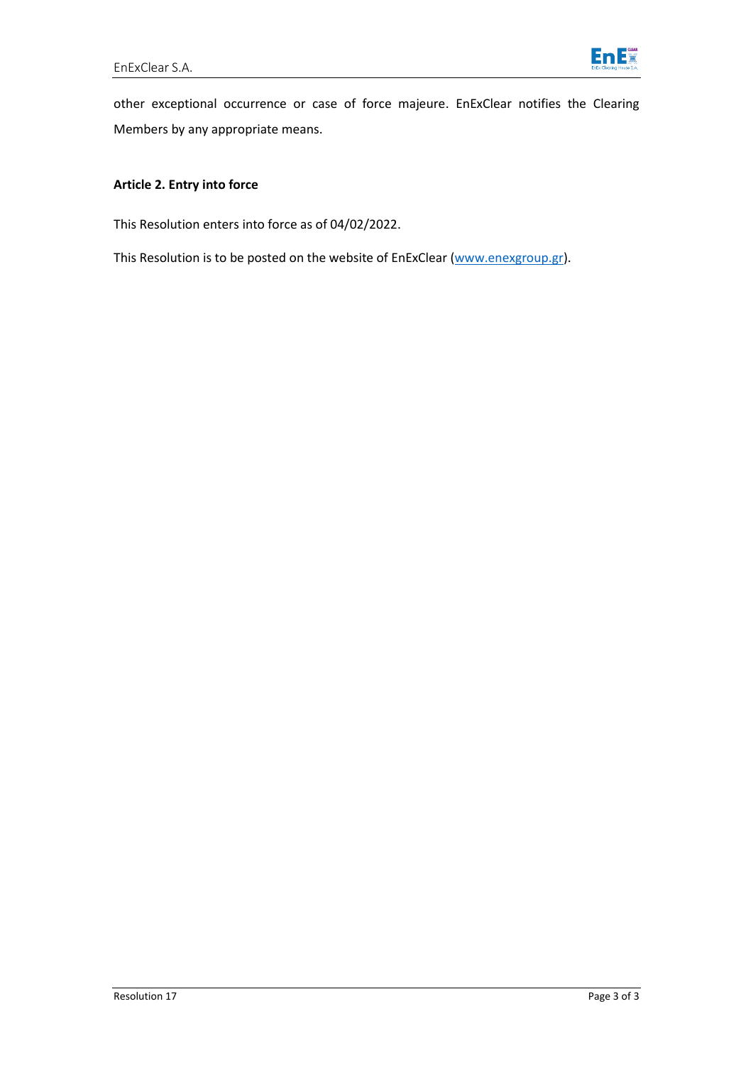other exceptional occurrence or case of force majeure. EnExClear notifies the Clearing Members by any appropriate means.

**Article 2. Entry into force**

This Resolution enters into force as of 04/02/2022.

This Resolution is to be posted on the website of EnExClear (www.enexgroup.gr).